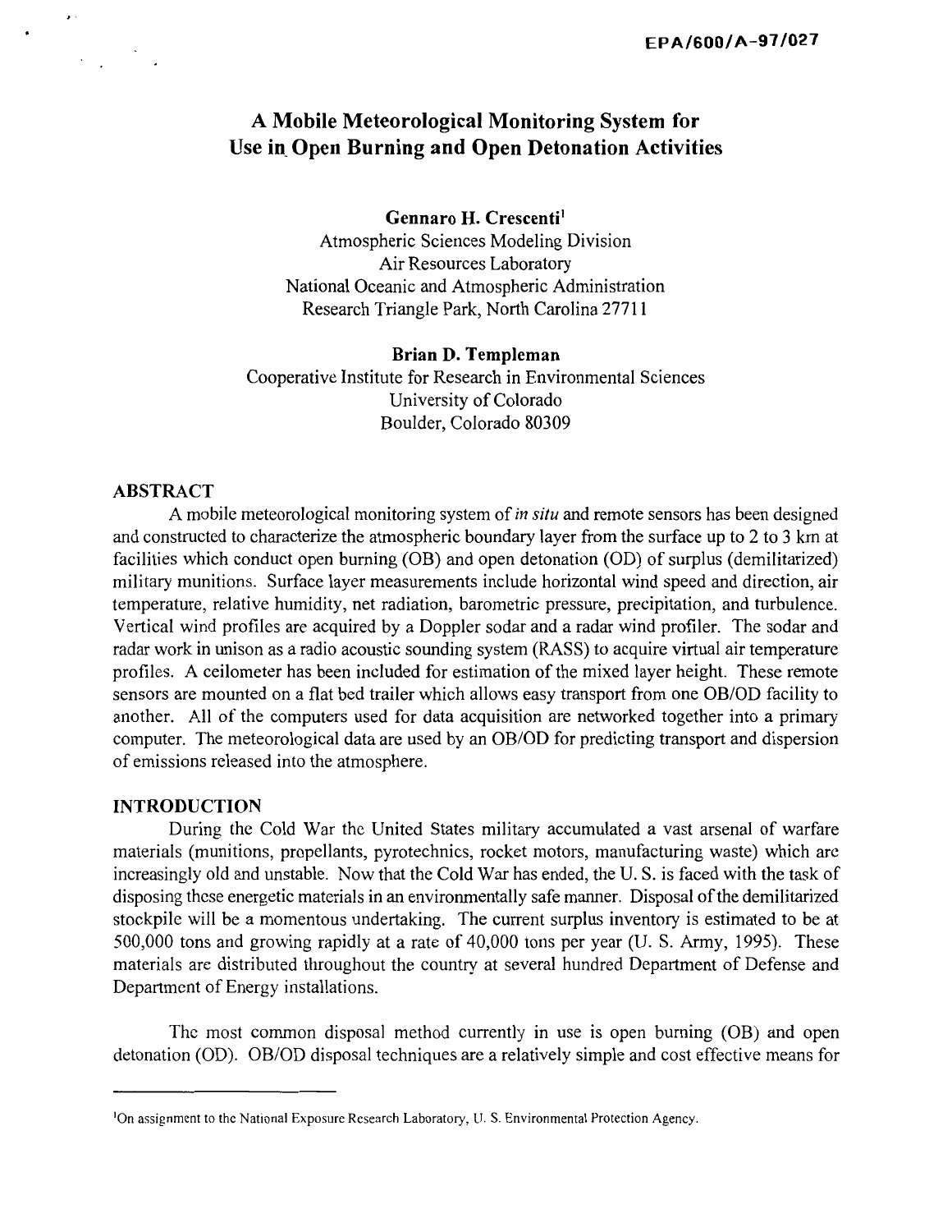EPA/600/A-97/027

# A Mobile Meteorological Monitoring System for Use in Open Burning and Open Detonation Activities

**Gennaro H. Crescenti**[1]
Atmospheric Sciences Modeling Division
Air Resources Laboratory
National Oceanic and Atmospheric Administration
Research Triangle Park, North Carolina 27711

**Brian D. Templeman**
Cooperative Institute for Research in Environmental Sciences
University of Colorado
Boulder, Colorado 80309

## ABSTRACT

A mobile meteorological monitoring system of *in situ* and remote sensors has been designed and constructed to characterize the atmospheric boundary layer from the surface up to 2 to 3 km at facilities which conduct open burning (OB) and open detonation (OD) of surplus (demilitarized) military munitions. Surface layer measurements include horizontal wind speed and direction, air temperature, relative humidity, net radiation, barometric pressure, precipitation, and turbulence. Vertical wind profiles are acquired by a Doppler sodar and a radar wind profiler. The sodar and radar work in unison as a radio acoustic sounding system (RASS) to acquire virtual air temperature profiles. A ceilometer has been included for estimation of the mixed layer height. These remote sensors are mounted on a flat bed trailer which allows easy transport from one OB/OD facility to another. All of the computers used for data acquisition are networked together into a primary computer. The meteorological data are used by an OB/OD for predicting transport and dispersion of emissions released into the atmosphere.

## INTRODUCTION

During the Cold War the United States military accumulated a vast arsenal of warfare materials (munitions, propellants, pyrotechnics, rocket motors, manufacturing waste) which are increasingly old and unstable. Now that the Cold War has ended, the U. S. is faced with the task of disposing these energetic materials in an environmentally safe manner. Disposal of the demilitarized stockpile will be a momentous undertaking. The current surplus inventory is estimated to be at 500,000 tons and growing rapidly at a rate of 40,000 tons per year (U. S. Army, 1995). These materials are distributed throughout the country at several hundred Department of Defense and Department of Energy installations.

The most common disposal method currently in use is open burning (OB) and open detonation (OD). OB/OD disposal techniques are a relatively simple and cost effective means for

[1]On assignment to the National Exposure Research Laboratory, U. S. Environmental Protection Agency.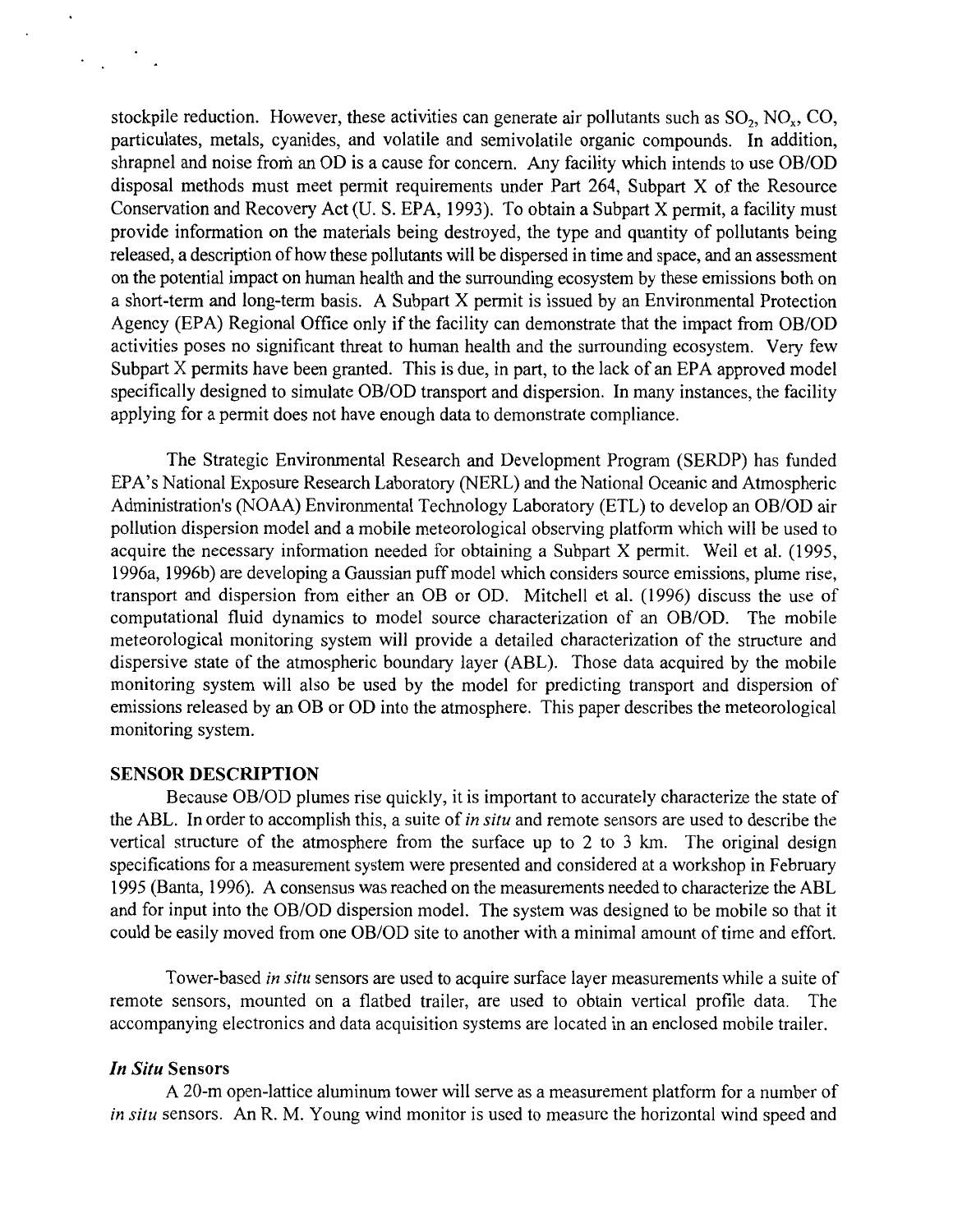stockpile reduction. However, these activities can generate air pollutants such as $SO_2$, $NO_x$, CO, particulates, metals, cyanides, and volatile and semivolatile organic compounds. In addition, shrapnel and noise from an OD is a cause for concern. Any facility which intends to use OB/OD disposal methods must meet permit requirements under Part 264, Subpart X of the Resource Conservation and Recovery Act (U. S. EPA, 1993). To obtain a Subpart X permit, a facility must provide information on the materials being destroyed, the type and quantity of pollutants being released, a description of how these pollutants will be dispersed in time and space, and an assessment on the potential impact on human health and the surrounding ecosystem by these emissions both on a short-term and long-term basis. A Subpart X permit is issued by an Environmental Protection Agency (EPA) Regional Office only if the facility can demonstrate that the impact from OB/OD activities poses no significant threat to human health and the surrounding ecosystem. Very few Subpart X permits have been granted. This is due, in part, to the lack of an EPA approved model specifically designed to simulate OB/OD transport and dispersion. In many instances, the facility applying for a permit does not have enough data to demonstrate compliance.

The Strategic Environmental Research and Development Program (SERDP) has funded EPA's National Exposure Research Laboratory (NERL) and the National Oceanic and Atmospheric Administration's (NOAA) Environmental Technology Laboratory (ETL) to develop an OB/OD air pollution dispersion model and a mobile meteorological observing platform which will be used to acquire the necessary information needed for obtaining a Subpart X permit. Weil et al. (1995, 1996a, 1996b) are developing a Gaussian puff model which considers source emissions, plume rise, transport and dispersion from either an OB or OD. Mitchell et al. (1996) discuss the use of computational fluid dynamics to model source characterization of an OB/OD. The mobile meteorological monitoring system will provide a detailed characterization of the structure and dispersive state of the atmospheric boundary layer (ABL). Those data acquired by the mobile monitoring system will also be used by the model for predicting transport and dispersion of emissions released by an OB or OD into the atmosphere. This paper describes the meteorological monitoring system.

## SENSOR DESCRIPTION

Because OB/OD plumes rise quickly, it is important to accurately characterize the state of the ABL. In order to accomplish this, a suite of *in situ* and remote sensors are used to describe the vertical structure of the atmosphere from the surface up to 2 to 3 km. The original design specifications for a measurement system were presented and considered at a workshop in February 1995 (Banta, 1996). A consensus was reached on the measurements needed to characterize the ABL and for input into the OB/OD dispersion model. The system was designed to be mobile so that it could be easily moved from one OB/OD site to another with a minimal amount of time and effort.

Tower-based *in situ* sensors are used to acquire surface layer measurements while a suite of remote sensors, mounted on a flatbed trailer, are used to obtain vertical profile data. The accompanying electronics and data acquisition systems are located in an enclosed mobile trailer.

### *In Situ* Sensors

A 20-m open-lattice aluminum tower will serve as a measurement platform for a number of *in situ* sensors. An R. M. Young wind monitor is used to measure the horizontal wind speed and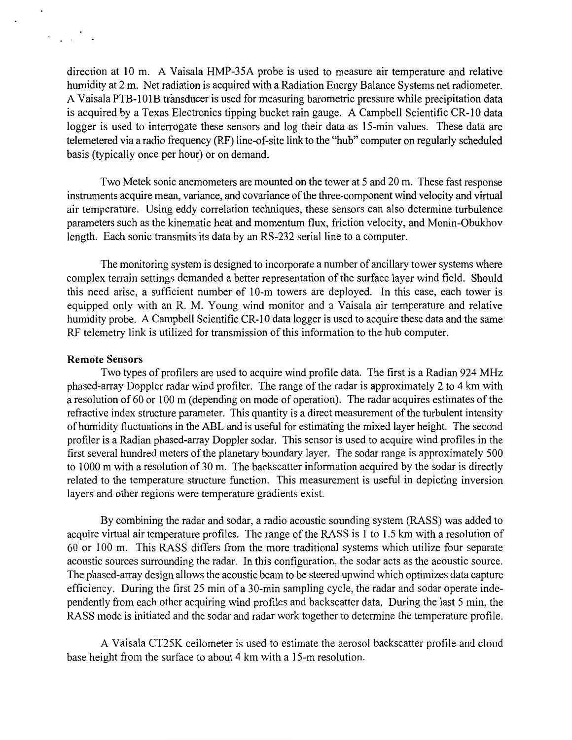direction at 10 m. A Vaisala HMP-35A probe is used to measure air temperature and relative humidity at 2 m. Net radiation is acquired with a Radiation Energy Balance Systems net radiometer. A Vaisala PTB-101B transducer is used for measuring barometric pressure while precipitation data is acquired by a Texas Electronics tipping bucket rain gauge. A Campbell Scientific CR-10 data logger is used to interrogate these sensors and log their data as 15-min values. These data are telemetered via a radio frequency (RF) line-of-site link to the "hub" computer on regularly scheduled basis (typically once per hour) or on demand.

Two Metek sonic anemometers are mounted on the tower at 5 and 20 m. These fast response instruments acquire mean, variance, and covariance of the three-component wind velocity and virtual air temperature. Using eddy correlation techniques, these sensors can also determine turbulence parameters such as the kinematic heat and momentum flux, friction velocity, and Monin-Obukhov length. Each sonic transmits its data by an RS-232 serial line to a computer.

The monitoring system is designed to incorporate a number of ancillary tower systems where complex terrain settings demanded a better representation of the surface layer wind field. Should this need arise, a sufficient number of 10-m towers are deployed. In this case, each tower is equipped only with an R. M. Young wind monitor and a Vaisala air temperature and relative humidity probe. A Campbell Scientific CR-10 data logger is used to acquire these data and the same RF telemetry link is utilized for transmission of this information to the hub computer.

**Remote Sensors**

Two types of profilers are used to acquire wind profile data. The first is a Radian 924 MHz phased-array Doppler radar wind profiler. The range of the radar is approximately 2 to 4 km with a resolution of 60 or 100 m (depending on mode of operation). The radar acquires estimates of the refractive index structure parameter. This quantity is a direct measurement of the turbulent intensity of humidity fluctuations in the ABL and is useful for estimating the mixed layer height. The second profiler is a Radian phased-array Doppler sodar. This sensor is used to acquire wind profiles in the first several hundred meters of the planetary boundary layer. The sodar range is approximately 500 to 1000 m with a resolution of 30 m. The backscatter information acquired by the sodar is directly related to the temperature structure function. This measurement is useful in depicting inversion layers and other regions were temperature gradients exist.

By combining the radar and sodar, a radio acoustic sounding system (RASS) was added to acquire virtual air temperature profiles. The range of the RASS is 1 to 1.5 km with a resolution of 60 or 100 m. This RASS differs from the more traditional systems which utilize four separate acoustic sources surrounding the radar. In this configuration, the sodar acts as the acoustic source. The phased-array design allows the acoustic beam to be steered upwind which optimizes data capture efficiency. During the first 25 min of a 30-min sampling cycle, the radar and sodar operate independently from each other acquiring wind profiles and backscatter data. During the last 5 min, the RASS mode is initiated and the sodar and radar work together to determine the temperature profile.

A Vaisala CT25K ceilometer is used to estimate the aerosol backscatter profile and cloud base height from the surface to about 4 km with a 15-m resolution.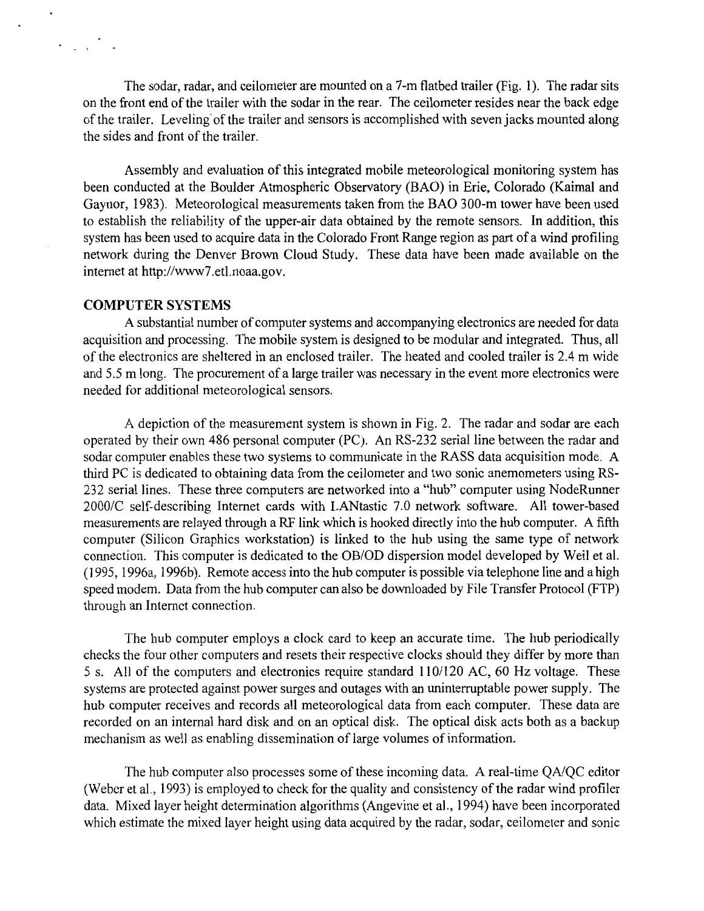The sodar, radar, and ceilometer are mounted on a 7-m flatbed trailer (Fig. 1). The radar sits on the front end of the trailer with the sodar in the rear. The ceilometer resides near the back edge of the trailer. Leveling of the trailer and sensors is accomplished with seven jacks mounted along the sides and front of the trailer.

Assembly and evaluation of this integrated mobile meteorological monitoring system has been conducted at the Boulder Atmospheric Observatory (BAO) in Erie, Colorado (Kaimal and Gaynor, 1983). Meteorological measurements taken from the BAO 300-m tower have been used to establish the reliability of the upper-air data obtained by the remote sensors. In addition, this system has been used to acquire data in the Colorado Front Range region as part of a wind profiling network during the Denver Brown Cloud Study. These data have been made available on the internet at http://www7.etl.noaa.gov.

## COMPUTER SYSTEMS

A substantial number of computer systems and accompanying electronics are needed for data acquisition and processing. The mobile system is designed to be modular and integrated. Thus, all of the electronics are sheltered in an enclosed trailer. The heated and cooled trailer is 2.4 m wide and 5.5 m long. The procurement of a large trailer was necessary in the event more electronics were needed for additional meteorological sensors.

A depiction of the measurement system is shown in Fig. 2. The radar and sodar are each operated by their own 486 personal computer (PC). An RS-232 serial line between the radar and sodar computer enables these two systems to communicate in the RASS data acquisition mode. A third PC is dedicated to obtaining data from the ceilometer and two sonic anemometers using RS-232 serial lines. These three computers are networked into a "hub" computer using NodeRunner 2000/C self-describing Internet cards with LANtastic 7.0 network software. All tower-based measurements are relayed through a RF link which is hooked directly into the hub computer. A fifth computer (Silicon Graphics workstation) is linked to the hub using the same type of network connection. This computer is dedicated to the OB/OD dispersion model developed by Weil et al. (1995, 1996a, 1996b). Remote access into the hub computer is possible via telephone line and a high speed modem. Data from the hub computer can also be downloaded by File Transfer Protocol (FTP) through an Internet connection.

The hub computer employs a clock card to keep an accurate time. The hub periodically checks the four other computers and resets their respective clocks should they differ by more than 5 s. All of the computers and electronics require standard 110/120 AC, 60 Hz voltage. These systems are protected against power surges and outages with an uninterruptable power supply. The hub computer receives and records all meteorological data from each computer. These data are recorded on an internal hard disk and on an optical disk. The optical disk acts both as a backup mechanism as well as enabling dissemination of large volumes of information.

The hub computer also processes some of these incoming data. A real-time QA/QC editor (Weber et al., 1993) is employed to check for the quality and consistency of the radar wind profiler data. Mixed layer height determination algorithms (Angevine et al., 1994) have been incorporated which estimate the mixed layer height using data acquired by the radar, sodar, ceilometer and sonic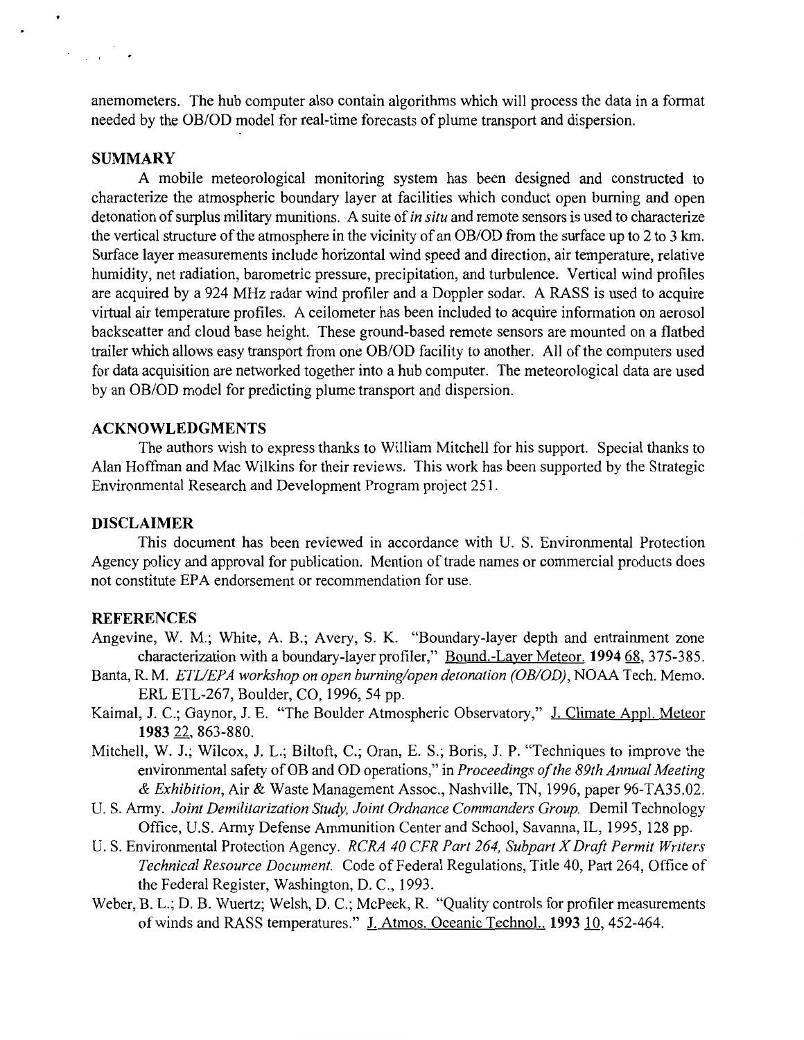anemometers. The hub computer also contain algorithms which will process the data in a format needed by the OB/OD model for real-time forecasts of plume transport and dispersion.

## SUMMARY

A mobile meteorological monitoring system has been designed and constructed to characterize the atmospheric boundary layer at facilities which conduct open burning and open detonation of surplus military munitions. A suite of *in situ* and remote sensors is used to characterize the vertical structure of the atmosphere in the vicinity of an OB/OD from the surface up to 2 to 3 km. Surface layer measurements include horizontal wind speed and direction, air temperature, relative humidity, net radiation, barometric pressure, precipitation, and turbulence. Vertical wind profiles are acquired by a 924 MHz radar wind profiler and a Doppler sodar. A RASS is used to acquire virtual air temperature profiles. A ceilometer has been included to acquire information on aerosol backscatter and cloud base height. These ground-based remote sensors are mounted on a flatbed trailer which allows easy transport from one OB/OD facility to another. All of the computers used for data acquisition are networked together into a hub computer. The meteorological data are used by an OB/OD model for predicting plume transport and dispersion.

## ACKNOWLEDGMENTS

The authors wish to express thanks to William Mitchell for his support. Special thanks to Alan Hoffman and Mac Wilkins for their reviews. This work has been supported by the Strategic Environmental Research and Development Program project 251.

## DISCLAIMER

This document has been reviewed in accordance with U. S. Environmental Protection Agency policy and approval for publication. Mention of trade names or commercial products does not constitute EPA endorsement or recommendation for use.

## REFERENCES

Angevine, W. M.; White, A. B.; Avery, S. K. "Boundary-layer depth and entrainment zone characterization with a boundary-layer profiler," Bound.-Layer Meteor. **1994** 68, 375-385.

Banta, R. M. *ETL/EPA workshop on open burning/open detonation (OB/OD)*, NOAA Tech. Memo. ERL ETL-267, Boulder, CO, 1996, 54 pp.

Kaimal, J. C.; Gaynor, J. E. "The Boulder Atmospheric Observatory," J. Climate Appl. Meteor **1983** 22, 863-880.

Mitchell, W. J.; Wilcox, J. L.; Biltoft, C.; Oran, E. S.; Boris, J. P. "Techniques to improve the environmental safety of OB and OD operations," in *Proceedings of the 89th Annual Meeting & Exhibition*, Air & Waste Management Assoc., Nashville, TN, 1996, paper 96-TA35.02.

U. S. Army. *Joint Demilitarization Study, Joint Ordnance Commanders Group.* Demil Technology Office, U.S. Army Defense Ammunition Center and School, Savanna, IL, 1995, 128 pp.

U. S. Environmental Protection Agency. *RCRA 40 CFR Part 264, Subpart X Draft Permit Writers Technical Resource Document.* Code of Federal Regulations, Title 40, Part 264, Office of the Federal Register, Washington, D. C., 1993.

Weber, B. L.; D. B. Wuertz; Welsh, D. C.; McPeek, R. "Quality controls for profiler measurements of winds and RASS temperatures." J. Atmos. Oceanic Technol.. **1993** 10, 452-464.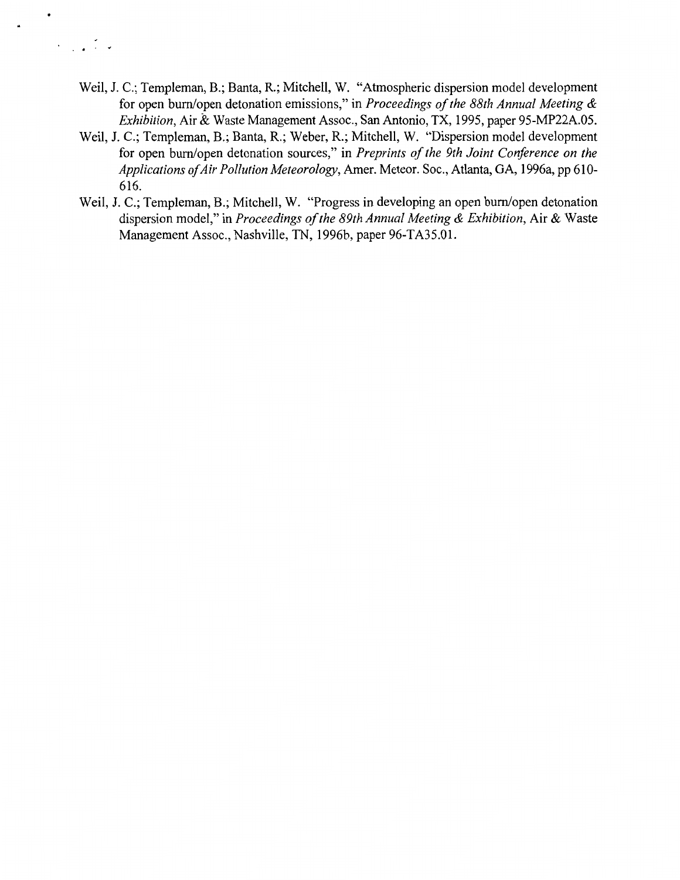Weil, J. C.; Templeman, B.; Banta, R.; Mitchell, W. "Atmospheric dispersion model development for open burn/open detonation emissions," in *Proceedings of the 88th Annual Meeting & Exhibition*, Air & Waste Management Assoc., San Antonio, TX, 1995, paper 95-MP22A.05.

Weil, J. C.; Templeman, B.; Banta, R.; Weber, R.; Mitchell, W. "Dispersion model development for open burn/open detonation sources," in *Preprints of the 9th Joint Conference on the Applications of Air Pollution Meteorology*, Amer. Meteor. Soc., Atlanta, GA, 1996a, pp 610-616.

Weil, J. C.; Templeman, B.; Mitchell, W. "Progress in developing an open burn/open detonation dispersion model," in *Proceedings of the 89th Annual Meeting & Exhibition*, Air & Waste Management Assoc., Nashville, TN, 1996b, paper 96-TA35.01.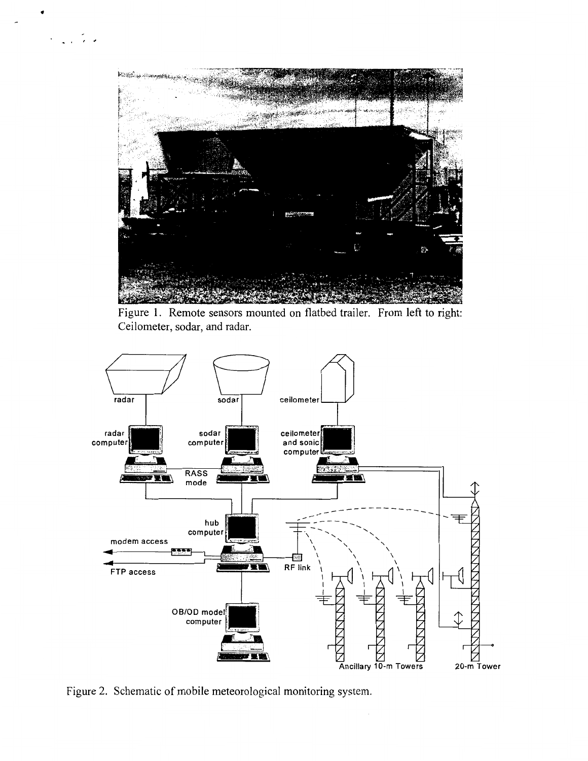Figure 1. Remote sensors mounted on flatbed trailer. From left to right: Ceilometer, sodar, and radar.

Figure 2. Schematic of mobile meteorological monitoring system.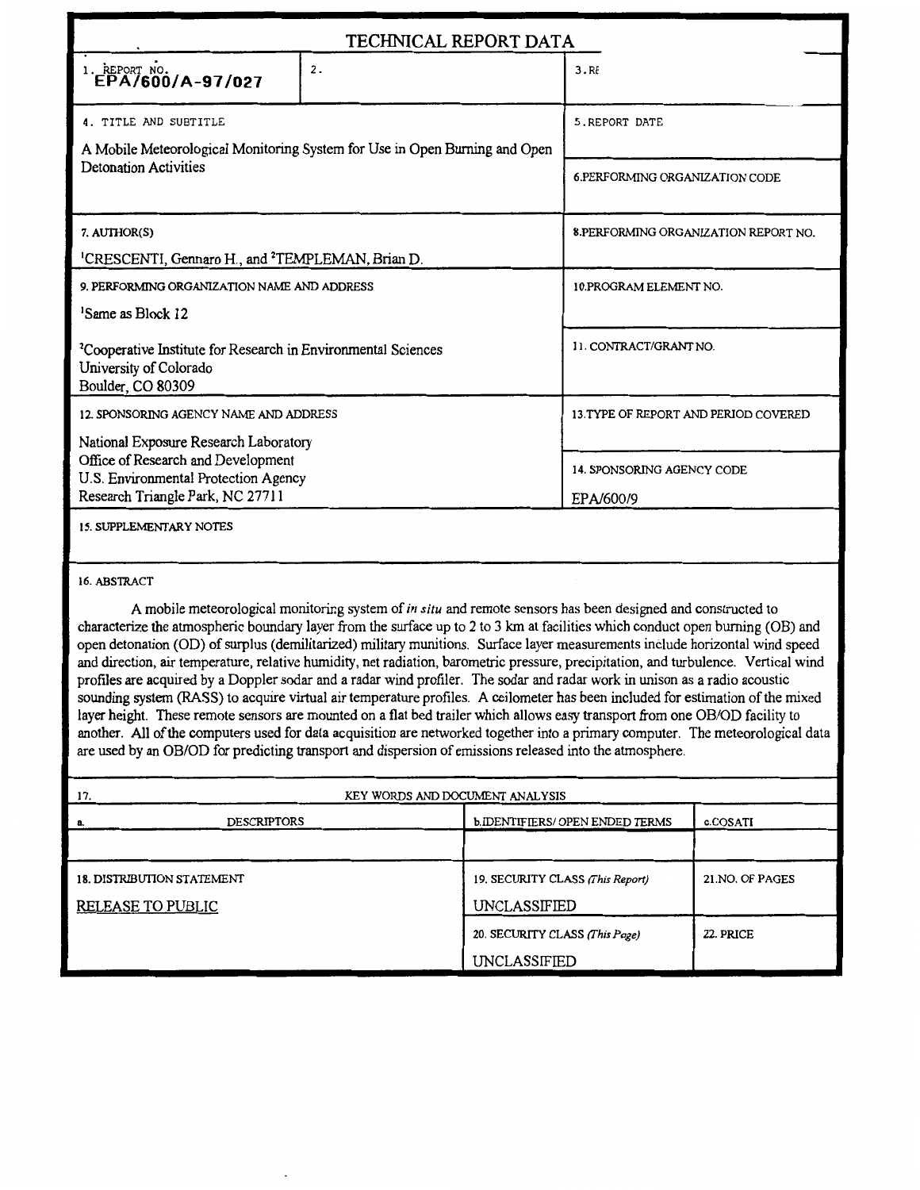# TECHNICAL REPORT DATA

| | | |
|---|---|---|
| 1. REPORT NO. EPA/600/A-97/027 | 2. | 3.RE |
| 4. TITLE AND SUBTITLE<br>A Mobile Meteorological Monitoring System for Use in Open Burning and Open Detonation Activities | | 5.REPORT DATE |
| | | 6.PERFORMING ORGANIZATION CODE |
| 7. AUTHOR(S)<br>[1]CRESCENTI, Gennaro H., and [2]TEMPLEMAN, Brian D. | | 8.PERFORMING ORGANIZATION REPORT NO. |
| 9. PERFORMING ORGANIZATION NAME AND ADDRESS<br>[1]Same as Block 12<br>[2]Cooperative Institute for Research in Environmental Sciences<br>University of Colorado<br>Boulder, CO 80309 | | 10.PROGRAM ELEMENT NO. |
| | | 11. CONTRACT/GRANT NO. |
| 12. SPONSORING AGENCY NAME AND ADDRESS<br>National Exposure Research Laboratory<br>Office of Research and Development<br>U.S. Environmental Protection Agency<br>Research Triangle Park, NC 27711 | | 13.TYPE OF REPORT AND PERIOD COVERED |
| | | 14. SPONSORING AGENCY CODE<br>EPA/600/9 |

15. SUPPLEMENTARY NOTES

16. ABSTRACT

A mobile meteorological monitoring system of *in situ* and remote sensors has been designed and constructed to characterize the atmospheric boundary layer from the surface up to 2 to 3 km at facilities which conduct open burning (OB) and open detonation (OD) of surplus (demilitarized) military munitions. Surface layer measurements include horizontal wind speed and direction, air temperature, relative humidity, net radiation, barometric pressure, precipitation, and turbulence. Vertical wind profiles are acquired by a Doppler sodar and a radar wind profiler. The sodar and radar work in unison as a radio acoustic sounding system (RASS) to acquire virtual air temperature profiles. A ceilometer has been included for estimation of the mixed layer height. These remote sensors are mounted on a flat bed trailer which allows easy transport from one OB/OD facility to another. All of the computers used for data acquisition are networked together into a primary computer. The meteorological data are used by an OB/OD for predicting transport and dispersion of emissions released into the atmosphere.

| 17. KEY WORDS AND DOCUMENT ANALYSIS | | |
|---|---|---|
| a. DESCRIPTORS | b.IDENTIFIERS/ OPEN ENDED TERMS | c.COSATI |
| | | |
| 18. DISTRIBUTION STATEMENT<br>RELEASE TO PUBLIC | 19. SECURITY CLASS *(This Report)*<br>UNCLASSIFIED | 21.NO. OF PAGES |
| | 20. SECURITY CLASS *(This Page)*<br>UNCLASSIFIED | 22. PRICE |